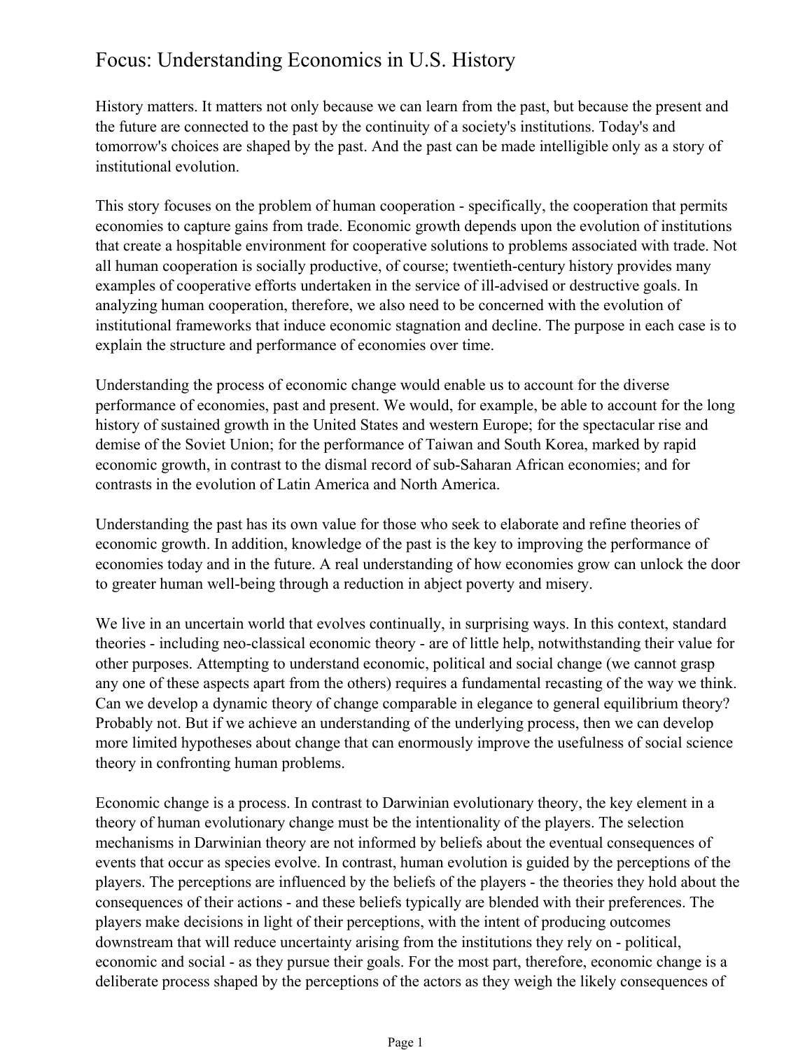# Focus: Understanding Economics in U.S. History

History matters. It matters not only because we can learn from the past, but because the present and the future are connected to the past by the continuity of a society's institutions. Today's and tomorrow's choices are shaped by the past. And the past can be made intelligible only as a story of institutional evolution.

This story focuses on the problem of human cooperation - specifically, the cooperation that permits economies to capture gains from trade. Economic growth depends upon the evolution of institutions that create a hospitable environment for cooperative solutions to problems associated with trade. Not all human cooperation is socially productive, of course; twentieth-century history provides many examples of cooperative efforts undertaken in the service of ill-advised or destructive goals. In analyzing human cooperation, therefore, we also need to be concerned with the evolution of institutional frameworks that induce economic stagnation and decline. The purpose in each case is to explain the structure and performance of economies over time.

Understanding the process of economic change would enable us to account for the diverse performance of economies, past and present. We would, for example, be able to account for the long history of sustained growth in the United States and western Europe; for the spectacular rise and demise of the Soviet Union; for the performance of Taiwan and South Korea, marked by rapid economic growth, in contrast to the dismal record of sub-Saharan African economies; and for contrasts in the evolution of Latin America and North America.

Understanding the past has its own value for those who seek to elaborate and refine theories of economic growth. In addition, knowledge of the past is the key to improving the performance of economies today and in the future. A real understanding of how economies grow can unlock the door to greater human well-being through a reduction in abject poverty and misery.

We live in an uncertain world that evolves continually, in surprising ways. In this context, standard theories - including neo-classical economic theory - are of little help, notwithstanding their value for other purposes. Attempting to understand economic, political and social change (we cannot grasp any one of these aspects apart from the others) requires a fundamental recasting of the way we think. Can we develop a dynamic theory of change comparable in elegance to general equilibrium theory? Probably not. But if we achieve an understanding of the underlying process, then we can develop more limited hypotheses about change that can enormously improve the usefulness of social science theory in confronting human problems.

Economic change is a process. In contrast to Darwinian evolutionary theory, the key element in a theory of human evolutionary change must be the intentionality of the players. The selection mechanisms in Darwinian theory are not informed by beliefs about the eventual consequences of events that occur as species evolve. In contrast, human evolution is guided by the perceptions of the players. The perceptions are influenced by the beliefs of the players - the theories they hold about the consequences of their actions - and these beliefs typically are blended with their preferences. The players make decisions in light of their perceptions, with the intent of producing outcomes downstream that will reduce uncertainty arising from the institutions they rely on - political, economic and social - as they pursue their goals. For the most part, therefore, economic change is a deliberate process shaped by the perceptions of the actors as they weigh the likely consequences of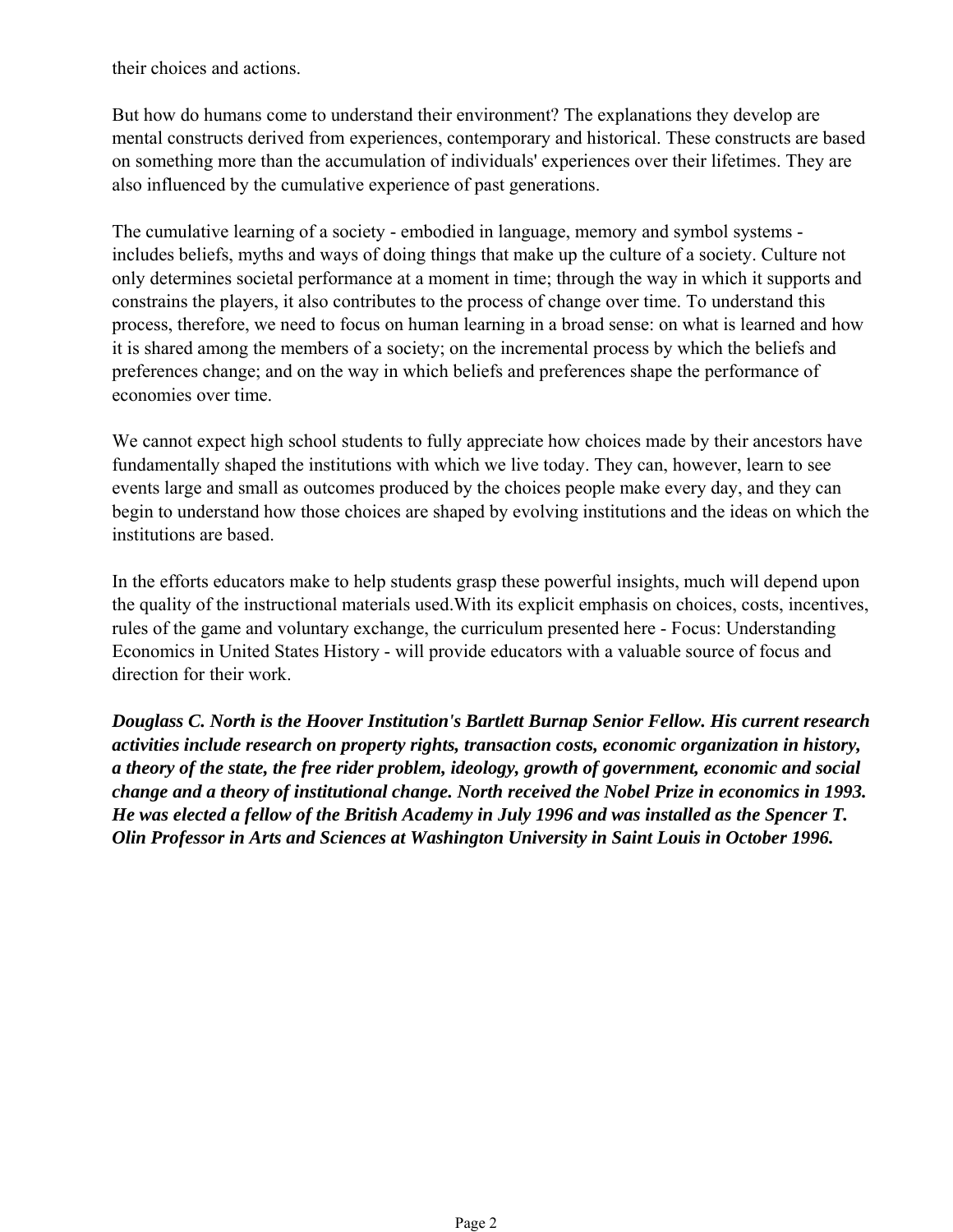their choices and actions.

But how do humans come to understand their environment? The explanations they develop are mental constructs derived from experiences, contemporary and historical. These constructs are based on something more than the accumulation of individuals' experiences over their lifetimes. They are also influenced by the cumulative experience of past generations.

The cumulative learning of a society - embodied in language, memory and symbol systems - includes beliefs, myths and ways of doing things that make up the culture of a society. Culture not only determines societal performance at a moment in time; through the way in which it supports and constrains the players, it also contributes to the process of change over time. To understand this process, therefore, we need to focus on human learning in a broad sense: on what is learned and how it is shared among the members of a society; on the incremental process by which the beliefs and preferences change; and on the way in which beliefs and preferences shape the performance of economies over time.

We cannot expect high school students to fully appreciate how choices made by their ancestors have fundamentally shaped the institutions with which we live today. They can, however, learn to see events large and small as outcomes produced by the choices people make every day, and they can begin to understand how those choices are shaped by evolving institutions and the ideas on which the institutions are based.

In the efforts educators make to help students grasp these powerful insights, much will depend upon the quality of the instructional materials used.With its explicit emphasis on choices, costs, incentives, rules of the game and voluntary exchange, the curriculum presented here - Focus: Understanding Economics in United States History - will provide educators with a valuable source of focus and direction for their work.

***Douglass C. North is the Hoover Institution's Bartlett Burnap Senior Fellow. His current research activities include research on property rights, transaction costs, economic organization in history, a theory of the state, the free rider problem, ideology, growth of government, economic and social change and a theory of institutional change. North received the Nobel Prize in economics in 1993. He was elected a fellow of the British Academy in July 1996 and was installed as the Spencer T. Olin Professor in Arts and Sciences at Washington University in Saint Louis in October 1996.***